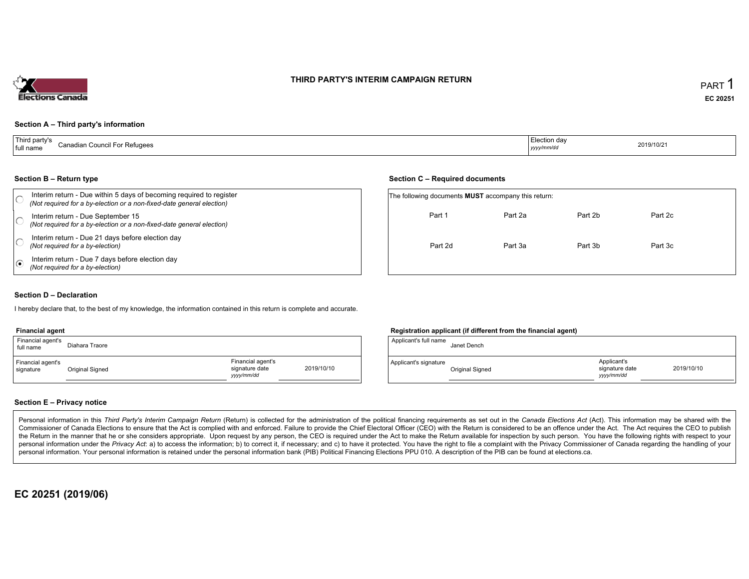# THIRD PARTY'S INTERIM CAMPAIGN RETURN

PART 1

**EC 20251**

### Section A – Third party's information

| Third party's full name | Canadian Council For Refugees | Election day *yyyy/mm/dd* | 2019/10/21 |
|---|---|---|---|

### Section B – Return type

- ○ Interim return - Due within 5 days of becoming required to register *(Not required for a by-election or a non-fixed-date general election)*
- ○ Interim return - Due September 15 *(Not required for a by-election or a non-fixed-date general election)*
- ○ Interim return - Due 21 days before election day *(Not required for a by-election)*
- ● Interim return - Due 7 days before election day *(Not required for a by-election)*

### Section C – Required documents

The following documents **MUST** accompany this return:

| Part 1 | Part 2a | Part 2b | Part 2c |
|---|---|---|---|
| Part 2d | Part 3a | Part 3b | Part 3c |

### Section D – Declaration

I hereby declare that, to the best of my knowledge, the information contained in this return is complete and accurate.

**Financial agent**

| Financial agent's full name | Diahara Traore | | |
|---|---|---|---|
| Financial agent's signature | Original Signed | Financial agent's signature date *yyyy/mm/dd* | 2019/10/10 |

**Registration applicant (if different from the financial agent)**

| Applicant's full name | Janet Dench | | |
|---|---|---|---|
| Applicant's signature | Original Signed | Applicant's signature date *yyyy/mm/dd* | 2019/10/10 |

### Section E – Privacy notice

Personal information in this *Third Party's Interim Campaign Return* (Return) is collected for the administration of the political financing requirements as set out in the *Canada Elections Act* (Act). This information may be shared with the Commissioner of Canada Elections to ensure that the Act is complied with and enforced. Failure to provide the Chief Electoral Officer (CEO) with the Return is considered to be an offence under the Act. The Act requires the CEO to publish the Return in the manner that he or she considers appropriate. Upon request by any person, the CEO is required under the Act to make the Return available for inspection by such person. You have the following rights with respect to your personal information under the *Privacy Act*: a) to access the information; b) to correct it, if necessary; and c) to have it protected. You have the right to file a complaint with the Privacy Commissioner of Canada regarding the handling of your personal information. Your personal information is retained under the personal information bank (PIB) Political Financing Elections PPU 010. A description of the PIB can be found at elections.ca.

**EC 20251 (2019/06)**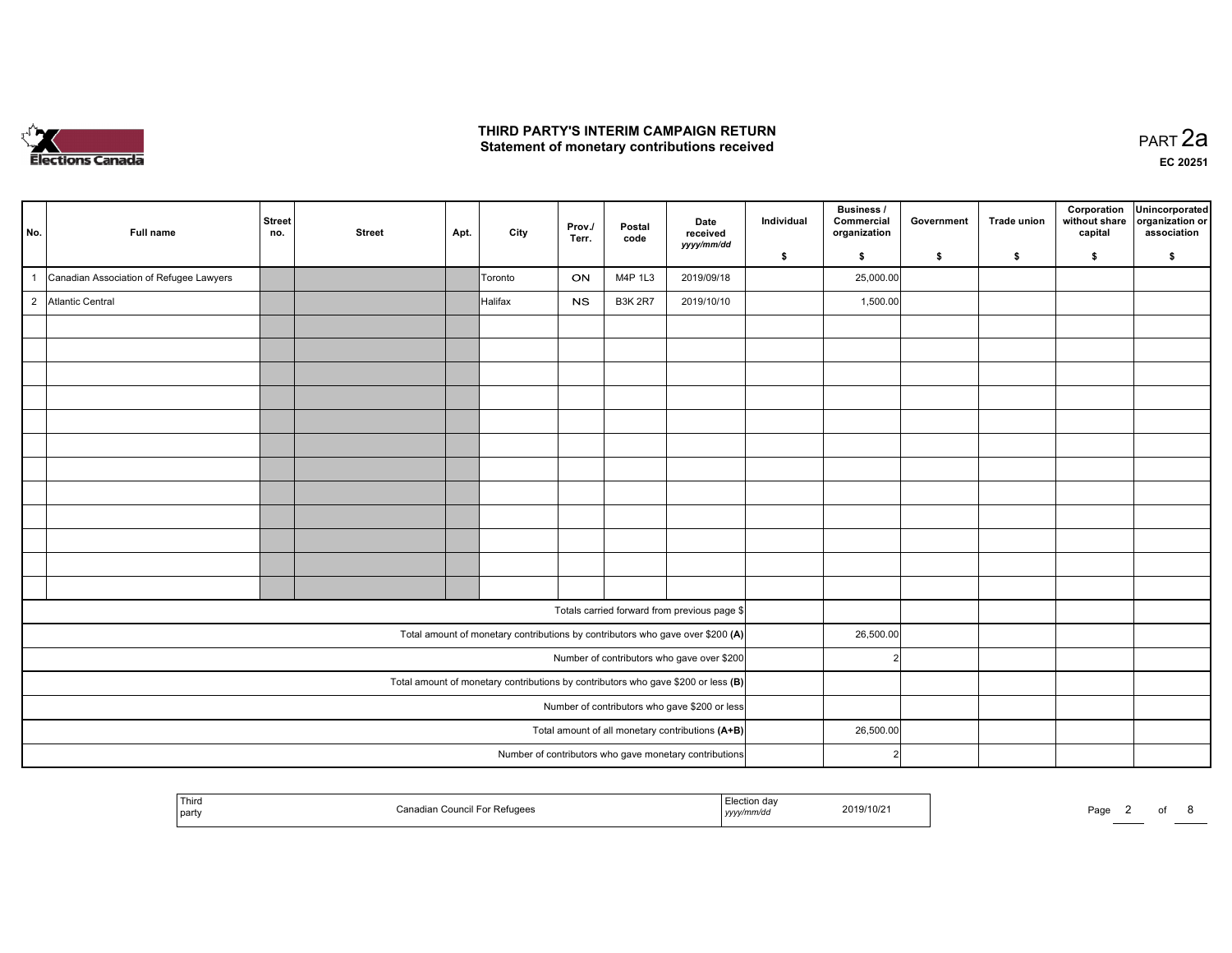# THIRD PARTY'S INTERIM CAMPAIGN RETURN
## Statement of monetary contributions received

PART 2a

EC 20251

| No. | Full name | Street no. | Street | Apt. | City | Prov./ Terr. | Postal code | Date received yyyy/mm/dd | Individual $ | Business / Commercial organization $ | Government $ | Trade union $ | Corporation without share capital $ | Unincorporated organization or association $ |
|---|---|---|---|---|---|---|---|---|---|---|---|---|---|---|
| 1 | Canadian Association of Refugee Lawyers | | | | Toronto | ON | M4P 1L3 | 2019/09/18 | | 25,000.00 | | | | |
| 2 | Atlantic Central | | | | Halifax | NS | B3K 2R7 | 2019/10/10 | | 1,500.00 | | | | |
| | | | | | | | | | | | | | | |
| | | | | | | | | | | | | | | |
| | | | | | | | | | | | | | | |
| | | | | | | | | | | | | | | |
| | | | | | | | | | | | | | | |
| | | | | | | | | | | | | | | |
| | | | | | | | | | | | | | | |
| | | | | | | | | | | | | | | |
| | | | | | | | | | | | | | | |
| | | | | | | | | | | | | | | |
| | | | | | | | | | | | | | | |
| | | | | | | | | | | | | | | |
| Totals carried forward from previous page $ | | | | | | | | | | | | | | |
| Total amount of monetary contributions by contributors who gave over $200 **(A)** | | | | | | | | | | 26,500.00 | | | | |
| Number of contributors who gave over $200 | | | | | | | | | | 2 | | | | |
| Total amount of monetary contributions by contributors who gave $200 or less **(B)** | | | | | | | | | | | | | | |
| Number of contributors who gave $200 or less | | | | | | | | | | | | | | |
| Total amount of all monetary contributions **(A+B)** | | | | | | | | | | 26,500.00 | | | | |
| Number of contributors who gave monetary contributions | | | | | | | | | | 2 | | | | |

| Third party | Canadian Council For Refugees | Election day yyyy/mm/dd | 2019/10/21 |
|---|---|---|---|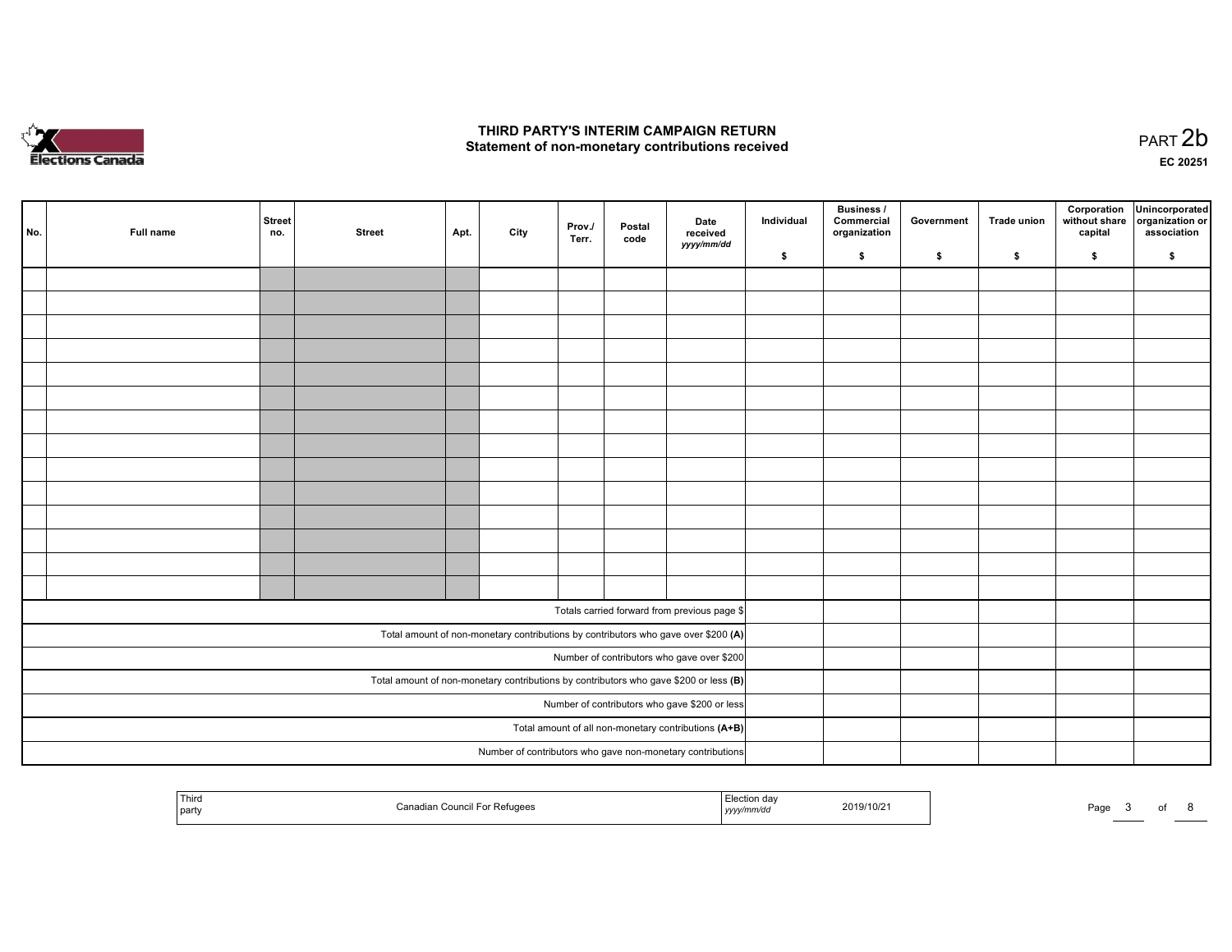# THIRD PARTY'S INTERIM CAMPAIGN RETURN
## Statement of non-monetary contributions received

PART 2b

EC 20251

| No. | Full name | Street no. | Street | Apt. | City | Prov./ Terr. | Postal code | Date received yyyy/mm/dd | Individual $ | Business / Commercial organization $ | Government $ | Trade union $ | Corporation without share capital $ | Unincorporated organization or association $ |
|---|---|---|---|---|---|---|---|---|---|---|---|---|---|---|
| | | | | | | | | | | | | | | |
| | | | | | | | | | | | | | | |
| | | | | | | | | | | | | | | |
| | | | | | | | | | | | | | | |
| | | | | | | | | | | | | | | |
| | | | | | | | | | | | | | | |
| | | | | | | | | | | | | | | |
| | | | | | | | | | | | | | | |
| | | | | | | | | | | | | | | |
| | | | | | | | | | | | | | | |
| | | | | | | | | | | | | | | |
| | | | | | | | | | | | | | | |
| | | | | | | | | | | | | | | |
| | | | | | | | | | | | | | | |
| Totals carried forward from previous page $ | | | | | | | | | | | | | | |
| Total amount of non-monetary contributions by contributors who gave over $200 **(A)** | | | | | | | | | | | | | | |
| Number of contributors who gave over $200 | | | | | | | | | | | | | | |
| Total amount of non-monetary contributions by contributors who gave $200 or less **(B)** | | | | | | | | | | | | | | |
| Number of contributors who gave $200 or less | | | | | | | | | | | | | | |
| Total amount of all non-monetary contributions **(A+B)** | | | | | | | | | | | | | | |
| Number of contributors who gave non-monetary contributions | | | | | | | | | | | | | | |

| Third party | Canadian Council For Refugees | Election day yyyy/mm/dd | 2019/10/21 |
|---|---|---|---|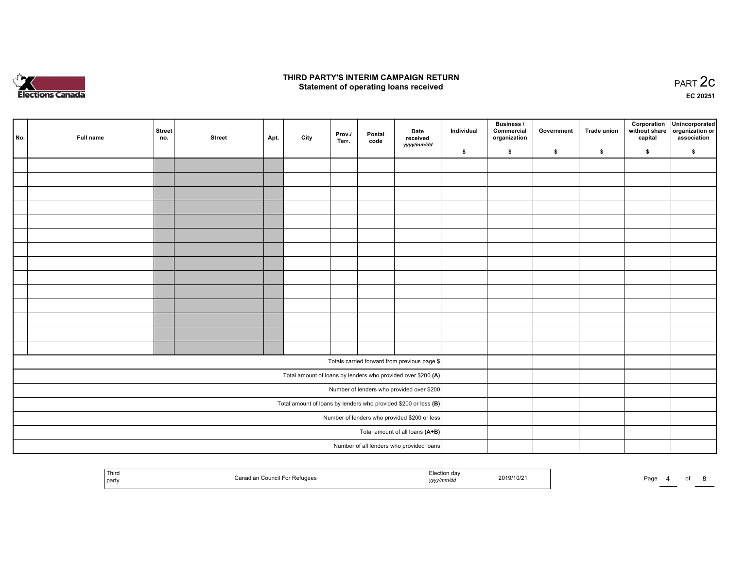# THIRD PARTY'S INTERIM CAMPAIGN RETURN
## Statement of operating loans received

PART 2c

EC 20251

| No. | Full name | Street no. | Street | Apt. | City | Prov./ Terr. | Postal code | Date received yyyy/mm/dd | Individual $ | Business / Commercial organization $ | Government $ | Trade union $ | Corporation without share capital $ | Unincorporated organization or association $ |
|---|---|---|---|---|---|---|---|---|---|---|---|---|---|---|
| | | | | | | | | | | | | | | |
| | | | | | | | | | | | | | | |
| | | | | | | | | | | | | | | |
| | | | | | | | | | | | | | | |
| | | | | | | | | | | | | | | |
| | | | | | | | | | | | | | | |
| | | | | | | | | | | | | | | |
| | | | | | | | | | | | | | | |
| | | | | | | | | | | | | | | |
| | | | | | | | | | | | | | | |
| | | | | | | | | | | | | | | |
| | | | | | | | | | | | | | | |
| | | | | | | | | | | | | | | |
| | | | | | | | | | | | | | | |
| Totals carried forward from previous page $ | | | | | | | | | | | | | | |
| Total amount of loans by lenders who provided over $200 **(A)** | | | | | | | | | | | | | | |
| Number of lenders who provided over $200 | | | | | | | | | | | | | | |
| Total amount of loans by lenders who provided $200 or less **(B)** | | | | | | | | | | | | | | |
| Number of lenders who provided $200 or less | | | | | | | | | | | | | | |
| Total amount of all loans **(A+B)** | | | | | | | | | | | | | | |
| Number of all lenders who provided loans | | | | | | | | | | | | | | |

| Third party | Canadian Council For Refugees | Election day yyyy/mm/dd | 2019/10/21 |
|---|---|---|---|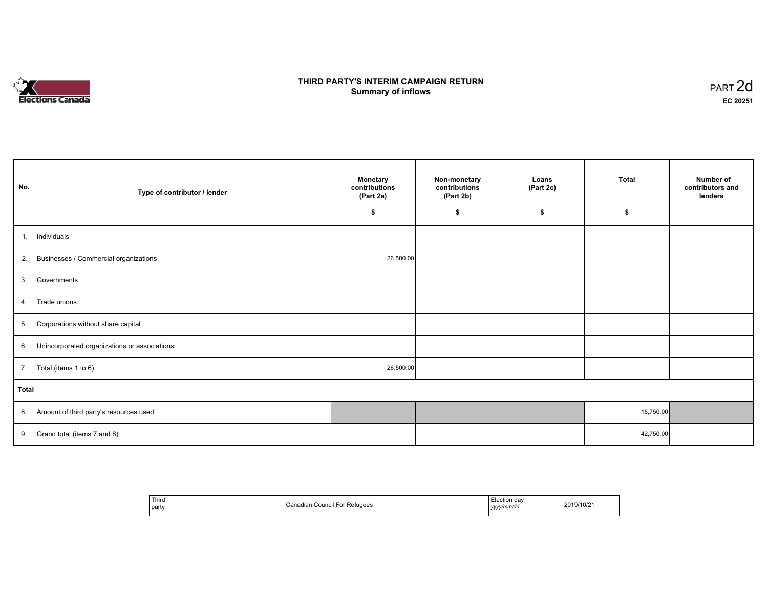# THIRD PARTY'S INTERIM CAMPAIGN RETURN
## Summary of inflows

PART 2d
**EC 20251**

| No. | Type of contributor / lender | Monetary contributions (Part 2a) $ | Non-monetary contributions (Part 2b) $ | Loans (Part 2c) $ | Total $ | Number of contributors and lenders |
|---|---|---|---|---|---|---|
| 1. | Individuals | | | | | |
| 2. | Businesses / Commercial organizations | 26,500.00 | | | | |
| 3. | Governments | | | | | |
| 4. | Trade unions | | | | | |
| 5. | Corporations without share capital | | | | | |
| 6. | Unincorporated organizations or associations | | | | | |
| 7. | Total (items 1 to 6) | 26,500.00 | | | | |
| **Total** | | | | | | |
| 8. | Amount of third party's resources used | | | | 15,750.00 | |
| 9. | Grand total (items 7 and 8) | | | | 42,750.00 | |

| Third party | Canadian Council For Refugees | Election day *yyyy/mm/dd* | 2019/10/21 |
|---|---|---|---|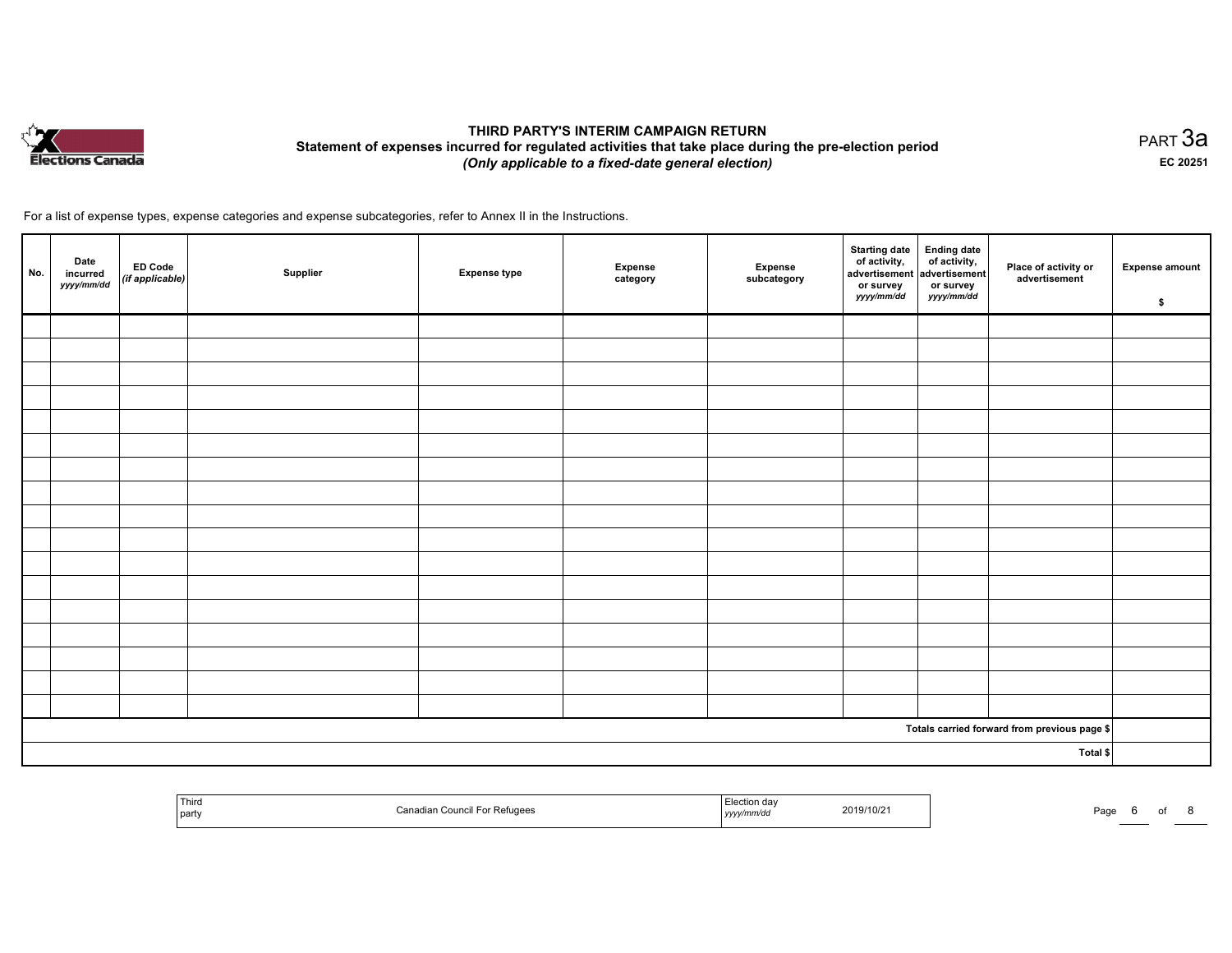# THIRD PARTY'S INTERIM CAMPAIGN RETURN

## Statement of expenses incurred for regulated activities that take place during the pre-election period

*(Only applicable to a fixed-date general election)*

PART 3a

EC 20251

For a list of expense types, expense categories and expense subcategories, refer to Annex II in the Instructions.

| No. | Date incurred *yyyy/mm/dd* | ED Code *(if applicable)* | Supplier | Expense type | Expense category | Expense subcategory | Starting date of activity, advertisement or survey *yyyy/mm/dd* | Ending date of activity, advertisement or survey *yyyy/mm/dd* | Place of activity or advertisement | Expense amount $ |
|---|---|---|---|---|---|---|---|---|---|---|
| | | | | | | | | | | |
| | | | | | | | | | | |
| | | | | | | | | | | |
| | | | | | | | | | | |
| | | | | | | | | | | |
| | | | | | | | | | | |
| | | | | | | | | | | |
| | | | | | | | | | | |
| | | | | | | | | | | |
| | | | | | | | | | | |
| | | | | | | | | | | |
| | | | | | | | | | | |
| | | | | | | | | | | |
| | | | | | | | | | | |
| | | | | | | | | | | |
| | | | | | | | | | | |
| | | | | | | | | | | |
| Totals carried forward from previous page $ | | | | | | | | | | |
| Total $ | | | | | | | | | | |

| Third party | Canadian Council For Refugees | Election day *yyyy/mm/dd* | 2019/10/21 |
|---|---|---|---|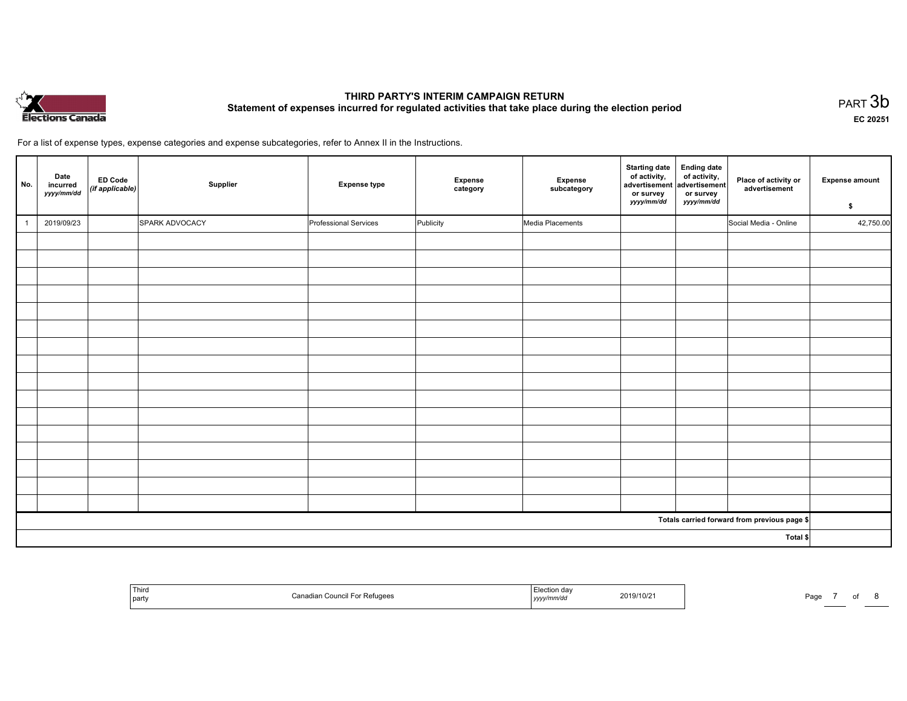# THIRD PARTY'S INTERIM CAMPAIGN RETURN

## Statement of expenses incurred for regulated activities that take place during the election period

PART 3b

EC 20251

For a list of expense types, expense categories and expense subcategories, refer to Annex II in the Instructions.

| No. | Date incurred *yyyy/mm/dd* | ED Code *(if applicable)* | Supplier | Expense type | Expense category | Expense subcategory | Starting date of activity, advertisement or survey *yyyy/mm/dd* | Ending date of activity, advertisement or survey *yyyy/mm/dd* | Place of activity or advertisement | Expense amount $ |
|---|---|---|---|---|---|---|---|---|---|---|
| 1 | 2019/09/23 | | SPARK ADVOCACY | Professional Services | Publicity | Media Placements | | | Social Media - Online | 42,750.00 |
| | | | | | | | | | | |
| | | | | | | | | | | |
| | | | | | | | | | | |
| | | | | | | | | | | |
| | | | | | | | | | | |
| | | | | | | | | | | |
| | | | | | | | | | | |
| | | | | | | | | | | |
| | | | | | | | | | | |
| | | | | | | | | | | |
| | | | | | | | | | | |
| | | | | | | | | | | |
| | | | | | | | | | | |
| | | | | | | | | | | |
| | | | | | | | | | | |
| | | | | | | | | | | |
| | | | | | | | | | Totals carried forward from previous page $ | |
| | | | | | | | | | Total $ | |

| Third party | Canadian Council For Refugees | Election day *yyyy/mm/dd* | 2019/10/21 |
|---|---|---|---|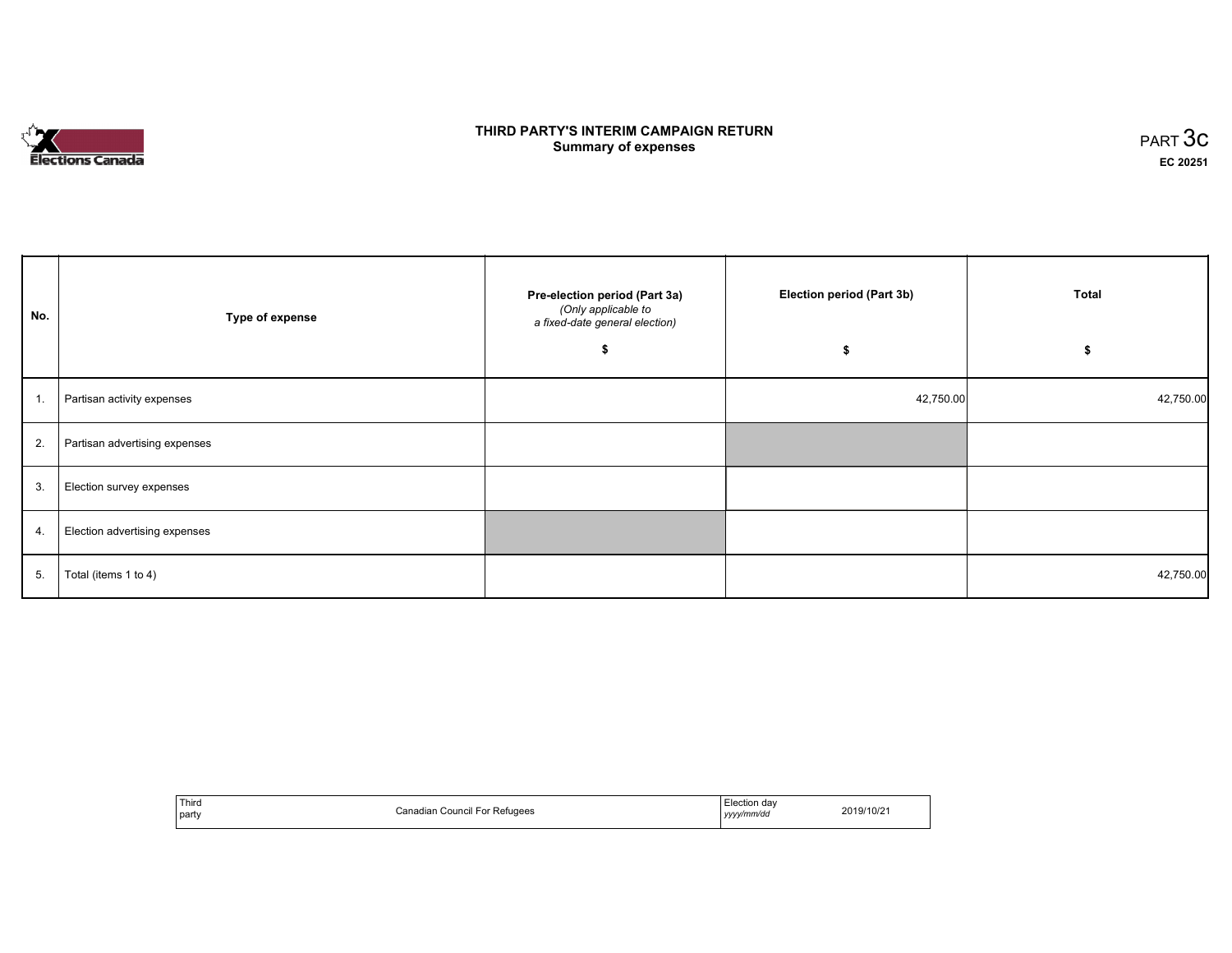# THIRD PARTY'S INTERIM CAMPAIGN RETURN
## Summary of expenses

PART 3c
**EC 20251**

| No. | Type of expense | Pre-election period (Part 3a) *(Only applicable to a fixed-date general election)* $ | Election period (Part 3b) $ | Total $ |
|---|---|---|---|---|
| 1. | Partisan activity expenses | | 42,750.00 | 42,750.00 |
| 2. | Partisan advertising expenses | | | |
| 3. | Election survey expenses | | | |
| 4. | Election advertising expenses | | | |
| 5. | Total (items 1 to 4) | | | 42,750.00 |

| Third party | Canadian Council For Refugees | Election day *yyyy/mm/dd* | 2019/10/21 |
|---|---|---|---|